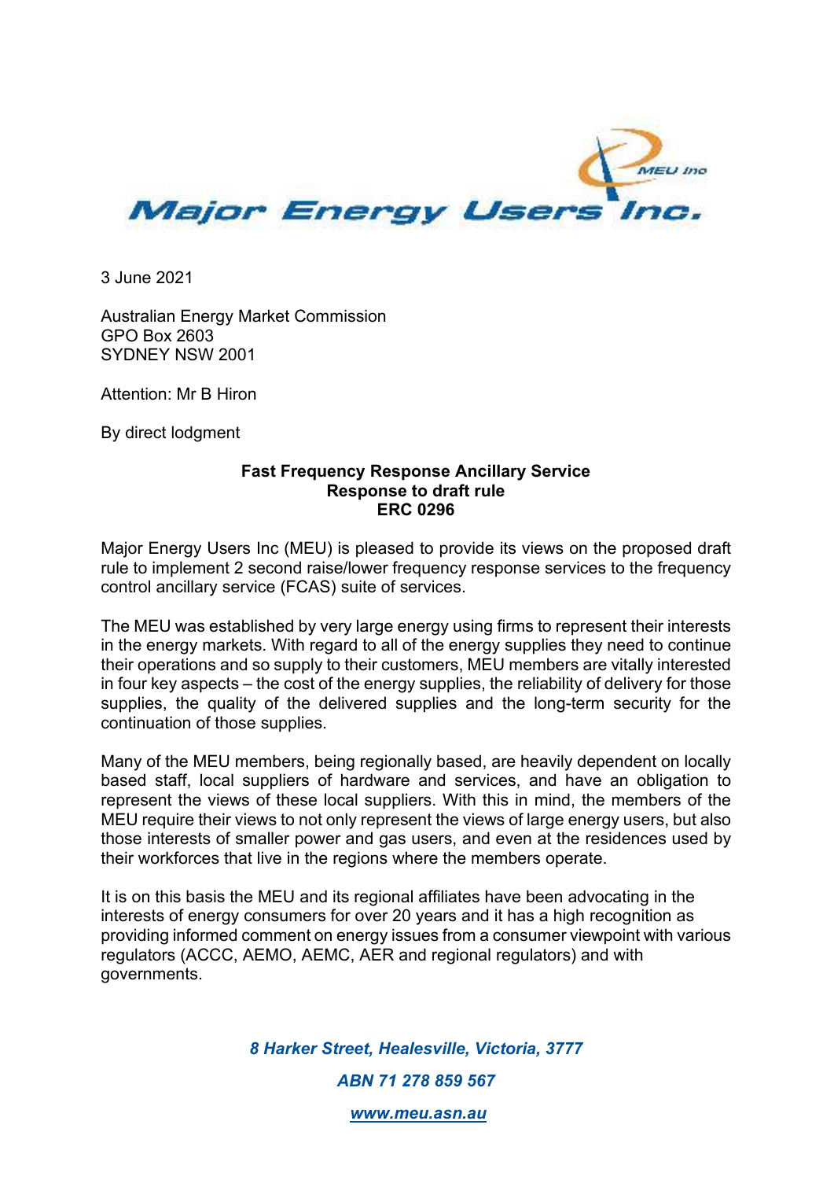# Major Energy Users Inc.

3 June 2021

Australian Energy Market Commission
GPO Box 2603
SYDNEY NSW 2001

Attention: Mr B Hiron

By direct lodgment

**Fast Frequency Response Ancillary Service**
**Response to draft rule**
**ERC 0296**

Major Energy Users Inc (MEU) is pleased to provide its views on the proposed draft rule to implement 2 second raise/lower frequency response services to the frequency control ancillary service (FCAS) suite of services.

The MEU was established by very large energy using firms to represent their interests in the energy markets. With regard to all of the energy supplies they need to continue their operations and so supply to their customers, MEU members are vitally interested in four key aspects – the cost of the energy supplies, the reliability of delivery for those supplies, the quality of the delivered supplies and the long-term security for the continuation of those supplies.

Many of the MEU members, being regionally based, are heavily dependent on locally based staff, local suppliers of hardware and services, and have an obligation to represent the views of these local suppliers. With this in mind, the members of the MEU require their views to not only represent the views of large energy users, but also those interests of smaller power and gas users, and even at the residences used by their workforces that live in the regions where the members operate.

It is on this basis the MEU and its regional affiliates have been advocating in the interests of energy consumers for over 20 years and it has a high recognition as providing informed comment on energy issues from a consumer viewpoint with various regulators (ACCC, AEMO, AEMC, AER and regional regulators) and with governments.

*8 Harker Street, Healesville, Victoria, 3777*

*ABN 71 278 859 567*

*www.meu.asn.au*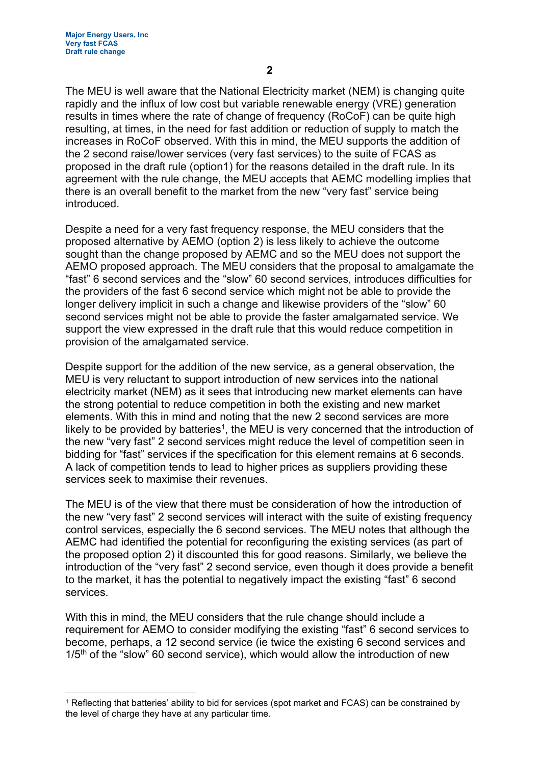The MEU is well aware that the National Electricity market (NEM) is changing quite rapidly and the influx of low cost but variable renewable energy (VRE) generation results in times where the rate of change of frequency (RoCoF) can be quite high resulting, at times, in the need for fast addition or reduction of supply to match the increases in RoCoF observed. With this in mind, the MEU supports the addition of the 2 second raise/lower services (very fast services) to the suite of FCAS as proposed in the draft rule (option1) for the reasons detailed in the draft rule. In its agreement with the rule change, the MEU accepts that AEMC modelling implies that there is an overall benefit to the market from the new "very fast" service being introduced.

Despite a need for a very fast frequency response, the MEU considers that the proposed alternative by AEMO (option 2) is less likely to achieve the outcome sought than the change proposed by AEMC and so the MEU does not support the AEMO proposed approach. The MEU considers that the proposal to amalgamate the "fast" 6 second services and the "slow" 60 second services, introduces difficulties for the providers of the fast 6 second service which might not be able to provide the longer delivery implicit in such a change and likewise providers of the "slow" 60 second services might not be able to provide the faster amalgamated service. We support the view expressed in the draft rule that this would reduce competition in provision of the amalgamated service.

Despite support for the addition of the new service, as a general observation, the MEU is very reluctant to support introduction of new services into the national electricity market (NEM) as it sees that introducing new market elements can have the strong potential to reduce competition in both the existing and new market elements. With this in mind and noting that the new 2 second services are more likely to be provided by batteries[1], the MEU is very concerned that the introduction of the new "very fast" 2 second services might reduce the level of competition seen in bidding for "fast" services if the specification for this element remains at 6 seconds. A lack of competition tends to lead to higher prices as suppliers providing these services seek to maximise their revenues.

The MEU is of the view that there must be consideration of how the introduction of the new "very fast" 2 second services will interact with the suite of existing frequency control services, especially the 6 second services. The MEU notes that although the AEMC had identified the potential for reconfiguring the existing services (as part of the proposed option 2) it discounted this for good reasons. Similarly, we believe the introduction of the "very fast" 2 second service, even though it does provide a benefit to the market, it has the potential to negatively impact the existing "fast" 6 second services.

With this in mind, the MEU considers that the rule change should include a requirement for AEMO to consider modifying the existing "fast" 6 second services to become, perhaps, a 12 second service (ie twice the existing 6 second services and 1/5th of the "slow" 60 second service), which would allow the introduction of new

[1] Reflecting that batteries' ability to bid for services (spot market and FCAS) can be constrained by the level of charge they have at any particular time.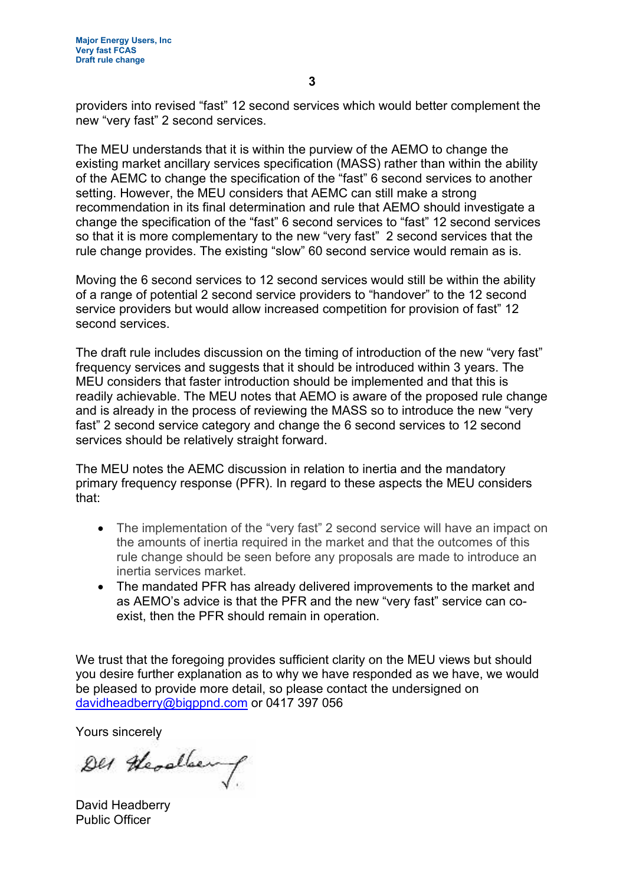providers into revised “fast” 12 second services which would better complement the new “very fast” 2 second services.

The MEU understands that it is within the purview of the AEMO to change the existing market ancillary services specification (MASS) rather than within the ability of the AEMC to change the specification of the “fast” 6 second services to another setting. However, the MEU considers that AEMC can still make a strong recommendation in its final determination and rule that AEMO should investigate a change the specification of the “fast” 6 second services to “fast” 12 second services so that it is more complementary to the new “very fast” 2 second services that the rule change provides. The existing “slow” 60 second service would remain as is.

Moving the 6 second services to 12 second services would still be within the ability of a range of potential 2 second service providers to “handover” to the 12 second service providers but would allow increased competition for provision of fast” 12 second services.

The draft rule includes discussion on the timing of introduction of the new “very fast” frequency services and suggests that it should be introduced within 3 years. The MEU considers that faster introduction should be implemented and that this is readily achievable. The MEU notes that AEMO is aware of the proposed rule change and is already in the process of reviewing the MASS so to introduce the new “very fast” 2 second service category and change the 6 second services to 12 second services should be relatively straight forward.

The MEU notes the AEMC discussion in relation to inertia and the mandatory primary frequency response (PFR). In regard to these aspects the MEU considers that:

- The implementation of the “very fast” 2 second service will have an impact on the amounts of inertia required in the market and that the outcomes of this rule change should be seen before any proposals are made to introduce an inertia services market.
- The mandated PFR has already delivered improvements to the market and as AEMO’s advice is that the PFR and the new “very fast” service can co-exist, then the PFR should remain in operation.

We trust that the foregoing provides sufficient clarity on the MEU views but should you desire further explanation as to why we have responded as we have, we would be pleased to provide more detail, so please contact the undersigned on davidheadberry@bigppnd.com or 0417 397 056

Yours sincerely

David Headberry
Public Officer